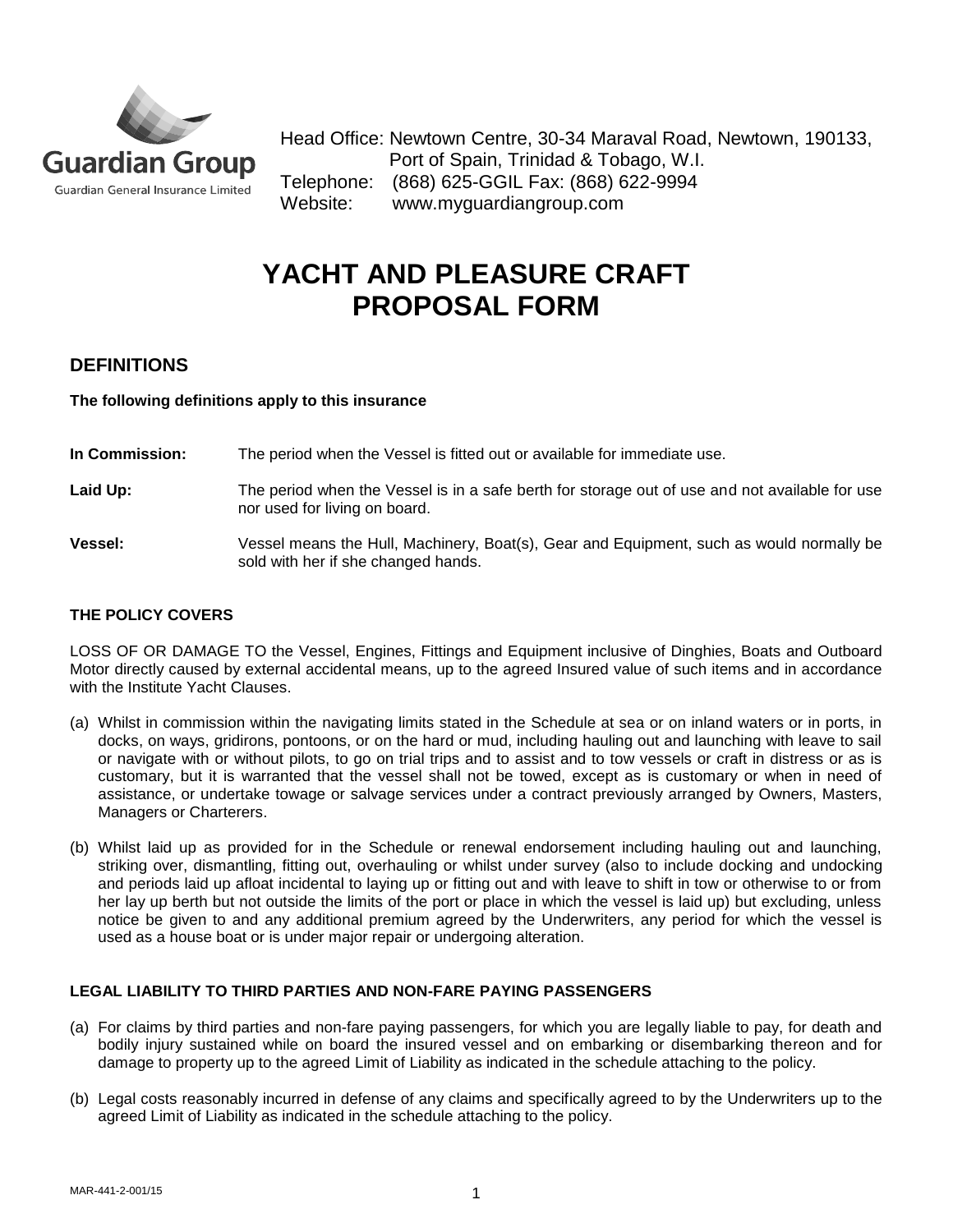Guardian Group

Guardian General Insurance Limited

Head Office: Newtown Centre, 30-34 Maraval Road, Newtown, 190133, Port of Spain, Trinidad & Tobago, W.I.
Telephone: (868) 625-GGIL Fax: (868) 622-9994
Website: www.myguardiangroup.com

# YACHT AND PLEASURE CRAFT PROPOSAL FORM

## DEFINITIONS

**The following definitions apply to this insurance**

**In Commission:** The period when the Vessel is fitted out or available for immediate use.

**Laid Up:** The period when the Vessel is in a safe berth for storage out of use and not available for use nor used for living on board.

**Vessel:** Vessel means the Hull, Machinery, Boat(s), Gear and Equipment, such as would normally be sold with her if she changed hands.

### THE POLICY COVERS

LOSS OF OR DAMAGE TO the Vessel, Engines, Fittings and Equipment inclusive of Dinghies, Boats and Outboard Motor directly caused by external accidental means, up to the agreed Insured value of such items and in accordance with the Institute Yacht Clauses.

(a) Whilst in commission within the navigating limits stated in the Schedule at sea or on inland waters or in ports, in docks, on ways, gridirons, pontoons, or on the hard or mud, including hauling out and launching with leave to sail or navigate with or without pilots, to go on trial trips and to assist and to tow vessels or craft in distress or as is customary, but it is warranted that the vessel shall not be towed, except as is customary or when in need of assistance, or undertake towage or salvage services under a contract previously arranged by Owners, Masters, Managers or Charterers.

(b) Whilst laid up as provided for in the Schedule or renewal endorsement including hauling out and launching, striking over, dismantling, fitting out, overhauling or whilst under survey (also to include docking and undocking and periods laid up afloat incidental to laying up or fitting out and with leave to shift in tow or otherwise to or from her lay up berth but not outside the limits of the port or place in which the vessel is laid up) but excluding, unless notice be given to and any additional premium agreed by the Underwriters, any period for which the vessel is used as a house boat or is under major repair or undergoing alteration.

### LEGAL LIABILITY TO THIRD PARTIES AND NON-FARE PAYING PASSENGERS

(a) For claims by third parties and non-fare paying passengers, for which you are legally liable to pay, for death and bodily injury sustained while on board the insured vessel and on embarking or disembarking thereon and for damage to property up to the agreed Limit of Liability as indicated in the schedule attaching to the policy.

(b) Legal costs reasonably incurred in defense of any claims and specifically agreed to by the Underwriters up to the agreed Limit of Liability as indicated in the schedule attaching to the policy.

MAR-441-2-001/15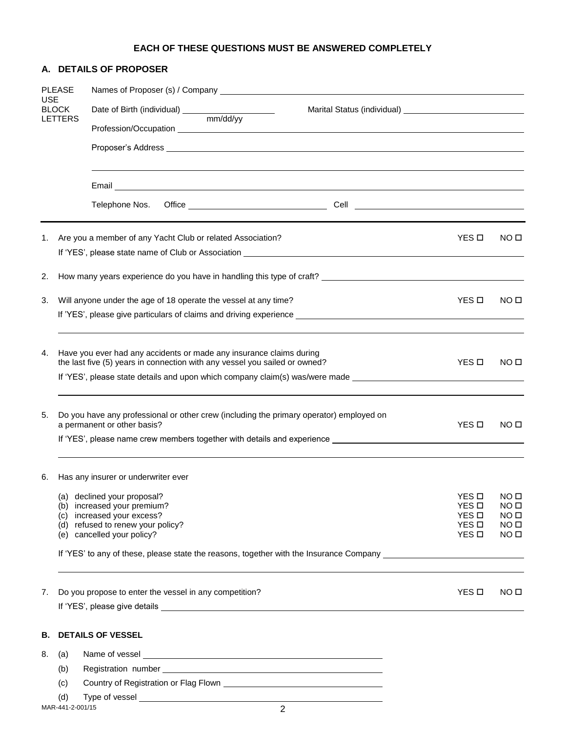**EACH OF THESE QUESTIONS MUST BE ANSWERED COMPLETELY**

## A. DETAILS OF PROPOSER

PLEASE USE BLOCK LETTERS

Names of Proposer (s) / Company ______________________________

Date of Birth (individual) ____________ mm/dd/yy    Marital Status (individual) ____________

Profession/Occupation ______________________________

Proposer's Address ______________________________

______________________________

Email ______________________________

Telephone Nos.    Office ____________    Cell ____________

1. Are you a member of any Yacht Club or related Association? YES ☐ NO ☐

   If 'YES', please state name of Club or Association ______________________________

2. How many years experience do you have in handling this type of craft? ______________________________

3. Will anyone under the age of 18 operate the vessel at any time? YES ☐ NO ☐

   If 'YES', please give particulars of claims and driving experience ______________________________

4. Have you ever had any accidents or made any insurance claims during the last five (5) years in connection with any vessel you sailed or owned? YES ☐ NO ☐

   If 'YES', please state details and upon which company claim(s) was/were made ______________________________

5. Do you have any professional or other crew (including the primary operator) employed on a permanent or other basis? YES ☐ NO ☐

   If 'YES', please name crew members together with details and experience ______________________________

6. Has any insurer or underwriter ever

   (a) declined your proposal? YES ☐ NO ☐
   (b) increased your premium? YES ☐ NO ☐
   (c) increased your excess? YES ☐ NO ☐
   (d) refused to renew your policy? YES ☐ NO ☐
   (e) cancelled your policy? YES ☐ NO ☐

   If 'YES' to any of these, please state the reasons, together with the Insurance Company ______________________________

7. Do you propose to enter the vessel in any competition? YES ☐ NO ☐

   If 'YES', please give details ______________________________

## B. DETAILS OF VESSEL

8. (a) Name of vessel ______________________________
   (b) Registration number ______________________________
   (c) Country of Registration or Flag Flown ______________________________
   (d) Type of vessel ______________________________

MAR-441-2-001/15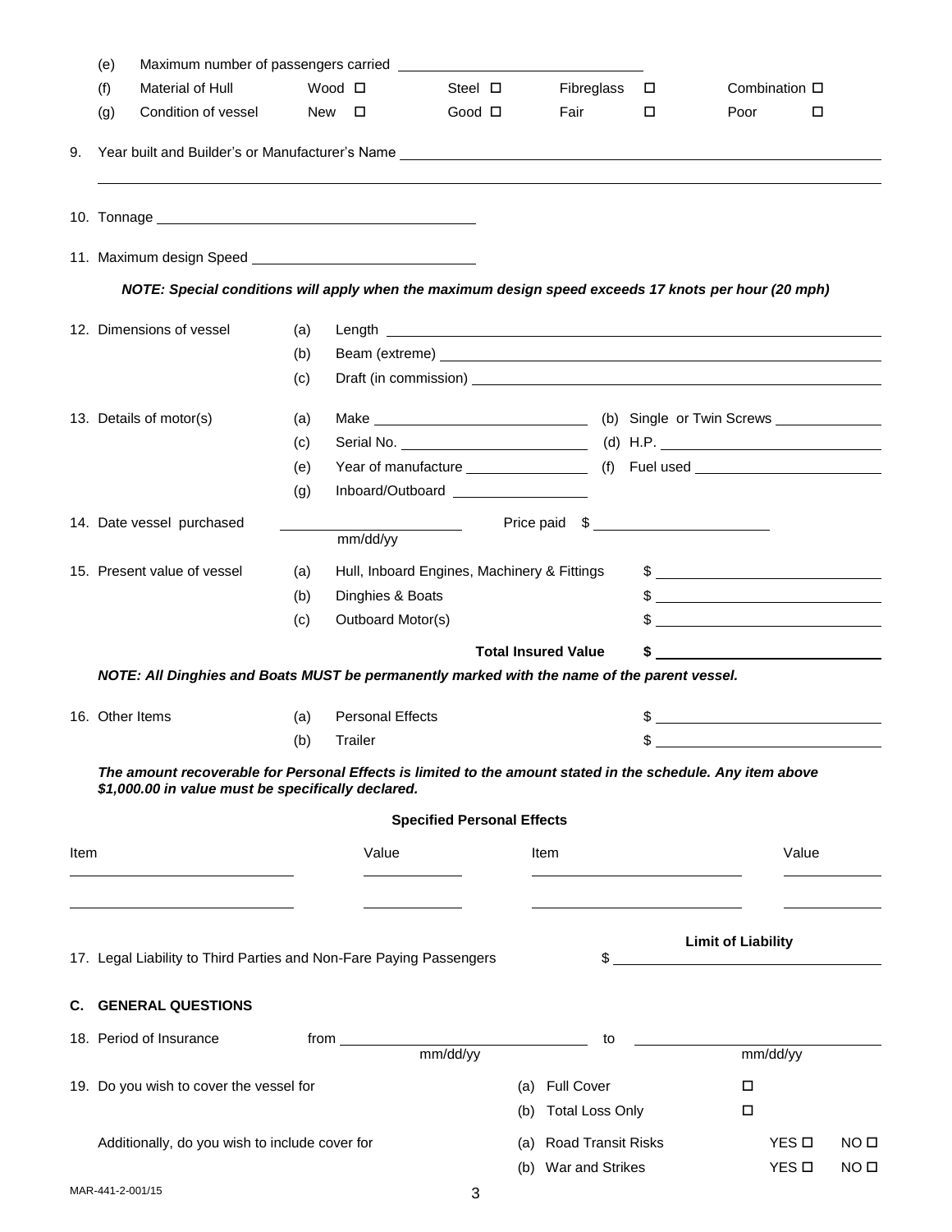(e) Maximum number of passengers carried ______________________________

(f) Material of Hull Wood ☐ Steel ☐ Fibreglass ☐ Combination ☐

(g) Condition of vessel New ☐ Good ☐ Fair ☐ Poor ☐

9. Year built and Builder's or Manufacturer's Name ______________________________

______________________________

10. Tonnage ______________________________

11. Maximum design Speed ______________________________

*NOTE: Special conditions will apply when the maximum design speed exceeds 17 knots per hour (20 mph)*

12. Dimensions of vessel
   (a) Length ______________________________
   (b) Beam (extreme) ______________________________
   (c) Draft (in commission) ______________________________

13. Details of motor(s)
   (a) Make ______________________________ (b) Single or Twin Screws ______________
   (c) Serial No. ______________________________ (d) H.P. ______________________________
   (e) Year of manufacture ______________ (f) Fuel used ______________________________
   (g) Inboard/Outboard ______________

14. Date vessel purchased ______________ (mm/dd/yy) Price paid $ ______________

15. Present value of vessel
   (a) Hull, Inboard Engines, Machinery & Fittings $ ______________
   (b) Dinghies & Boats $ ______________
   (c) Outboard Motor(s) $ ______________

   **Total Insured Value $ ______________**

*NOTE: All Dinghies and Boats MUST be permanently marked with the name of the parent vessel.*

16. Other Items
   (a) Personal Effects $ ______________
   (b) Trailer $ ______________

***The amount recoverable for Personal Effects is limited to the amount stated in the schedule. Any item above $1,000.00 in value must be specifically declared.***

**Specified Personal Effects**

| Item | Value | Item | Value |
|---|---|---|---|
| | | | |
| | | | |

17. Legal Liability to Third Parties and Non-Fare Paying Passengers **Limit of Liability** $ ______________

## C. GENERAL QUESTIONS

18. Period of Insurance from ______________ (mm/dd/yy) to ______________ (mm/dd/yy)

19. Do you wish to cover the vessel for
   (a) Full Cover ☐
   (b) Total Loss Only ☐

   Additionally, do you wish to include cover for
   (a) Road Transit Risks YES ☐ NO ☐
   (b) War and Strikes YES ☐ NO ☐

MAR-441-2-001/15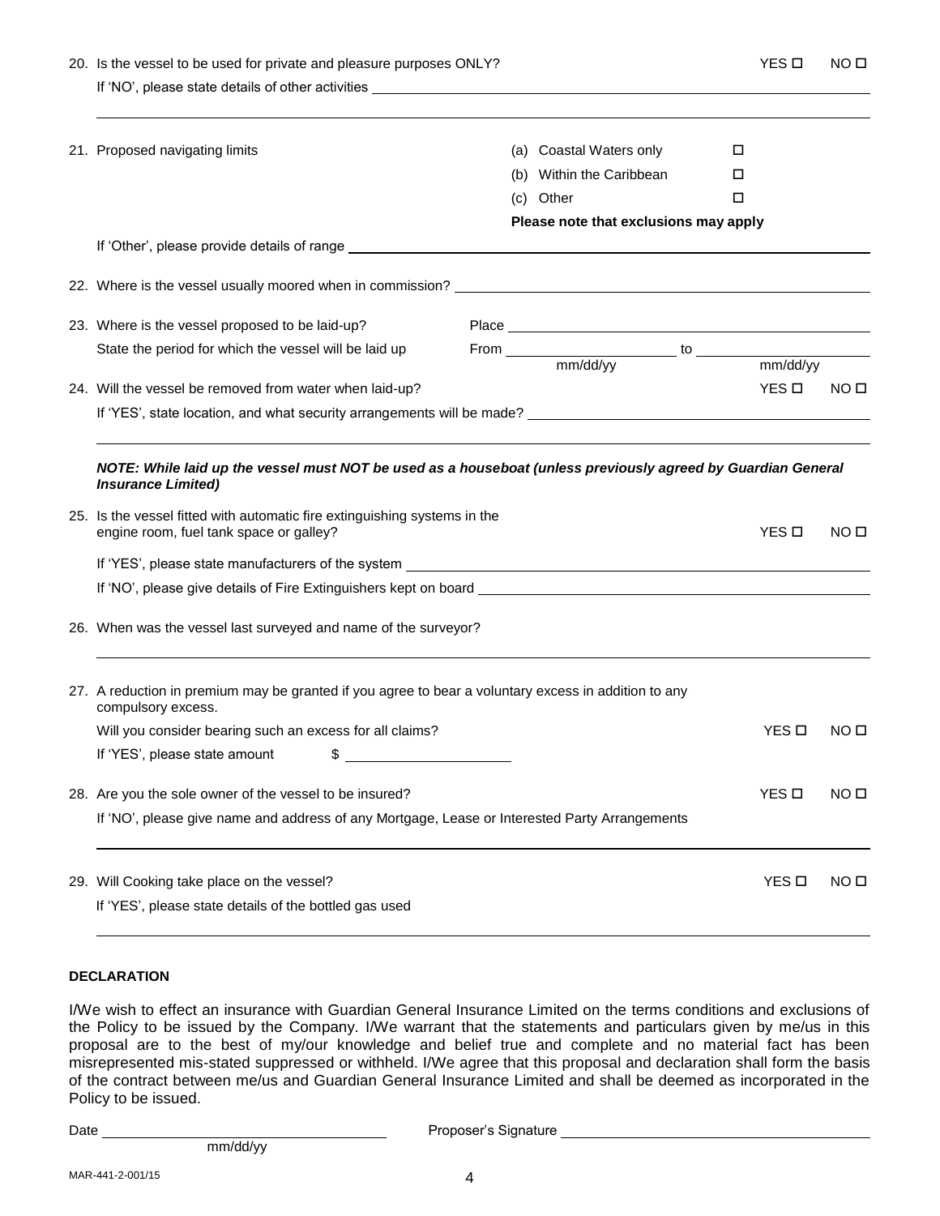20. Is the vessel to be used for private and pleasure purposes ONLY? YES ☐ NO ☐

If 'NO', please state details of other activities \_\_\_\_\_\_\_\_\_\_\_\_\_\_\_\_\_\_\_\_\_\_\_\_\_\_\_\_\_\_

21. Proposed navigating limits
    - (a) Coastal Waters only ☐
    - (b) Within the Caribbean ☐
    - (c) Other ☐

    **Please note that exclusions may apply**

    If 'Other', please provide details of range \_\_\_\_\_\_\_\_\_\_\_\_\_\_\_\_\_\_\_\_\_\_\_\_\_\_\_\_\_\_

22. Where is the vessel usually moored when in commission? \_\_\_\_\_\_\_\_\_\_\_\_\_\_\_\_\_\_\_\_\_\_\_\_\_\_\_\_\_\_

23. Where is the vessel proposed to be laid-up? Place \_\_\_\_\_\_\_\_\_\_\_\_\_\_\_\_\_\_\_\_\_\_\_\_\_\_\_\_\_\_

    State the period for which the vessel will be laid up From \_\_\_\_\_\_\_\_\_\_ (mm/dd/yy) to \_\_\_\_\_\_\_\_\_\_ (mm/dd/yy)

24. Will the vessel be removed from water when laid-up? YES ☐ NO ☐

    If 'YES', state location, and what security arrangements will be made? \_\_\_\_\_\_\_\_\_\_\_\_\_\_\_\_\_\_\_\_\_\_\_\_\_\_\_\_\_\_

***NOTE: While laid up the vessel must NOT be used as a houseboat (unless previously agreed by Guardian General Insurance Limited)***

25. Is the vessel fitted with automatic fire extinguishing systems in the engine room, fuel tank space or galley? YES ☐ NO ☐

    If 'YES', please state manufacturers of the system \_\_\_\_\_\_\_\_\_\_\_\_\_\_\_\_\_\_\_\_\_\_\_\_\_\_\_\_\_\_

    If 'NO', please give details of Fire Extinguishers kept on board \_\_\_\_\_\_\_\_\_\_\_\_\_\_\_\_\_\_\_\_\_\_\_\_\_\_\_\_\_\_

26. When was the vessel last surveyed and name of the surveyor?

    \_\_\_\_\_\_\_\_\_\_\_\_\_\_\_\_\_\_\_\_\_\_\_\_\_\_\_\_\_\_

27. A reduction in premium may be granted if you agree to bear a voluntary excess in addition to any compulsory excess.

    Will you consider bearing such an excess for all claims? YES ☐ NO ☐

    If 'YES', please state amount $ \_\_\_\_\_\_\_\_\_\_\_\_\_\_\_\_\_\_\_\_

28. Are you the sole owner of the vessel to be insured? YES ☐ NO ☐

    If 'NO', please give name and address of any Mortgage, Lease or Interested Party Arrangements

    \_\_\_\_\_\_\_\_\_\_\_\_\_\_\_\_\_\_\_\_\_\_\_\_\_\_\_\_\_\_

29. Will Cooking take place on the vessel? YES ☐ NO ☐

    If 'YES', please state details of the bottled gas used

    \_\_\_\_\_\_\_\_\_\_\_\_\_\_\_\_\_\_\_\_\_\_\_\_\_\_\_\_\_\_

**DECLARATION**

I/We wish to effect an insurance with Guardian General Insurance Limited on the terms conditions and exclusions of the Policy to be issued by the Company. I/We warrant that the statements and particulars given by me/us in this proposal are to the best of my/our knowledge and belief true and complete and no material fact has been misrepresented mis-stated suppressed or withheld. I/We agree that this proposal and declaration shall form the basis of the contract between me/us and Guardian General Insurance Limited and shall be deemed as incorporated in the Policy to be issued.

Date \_\_\_\_\_\_\_\_\_\_\_\_\_\_\_\_\_\_\_\_ (mm/dd/yy) Proposer's Signature \_\_\_\_\_\_\_\_\_\_\_\_\_\_\_\_\_\_\_\_

MAR-441-2-001/15